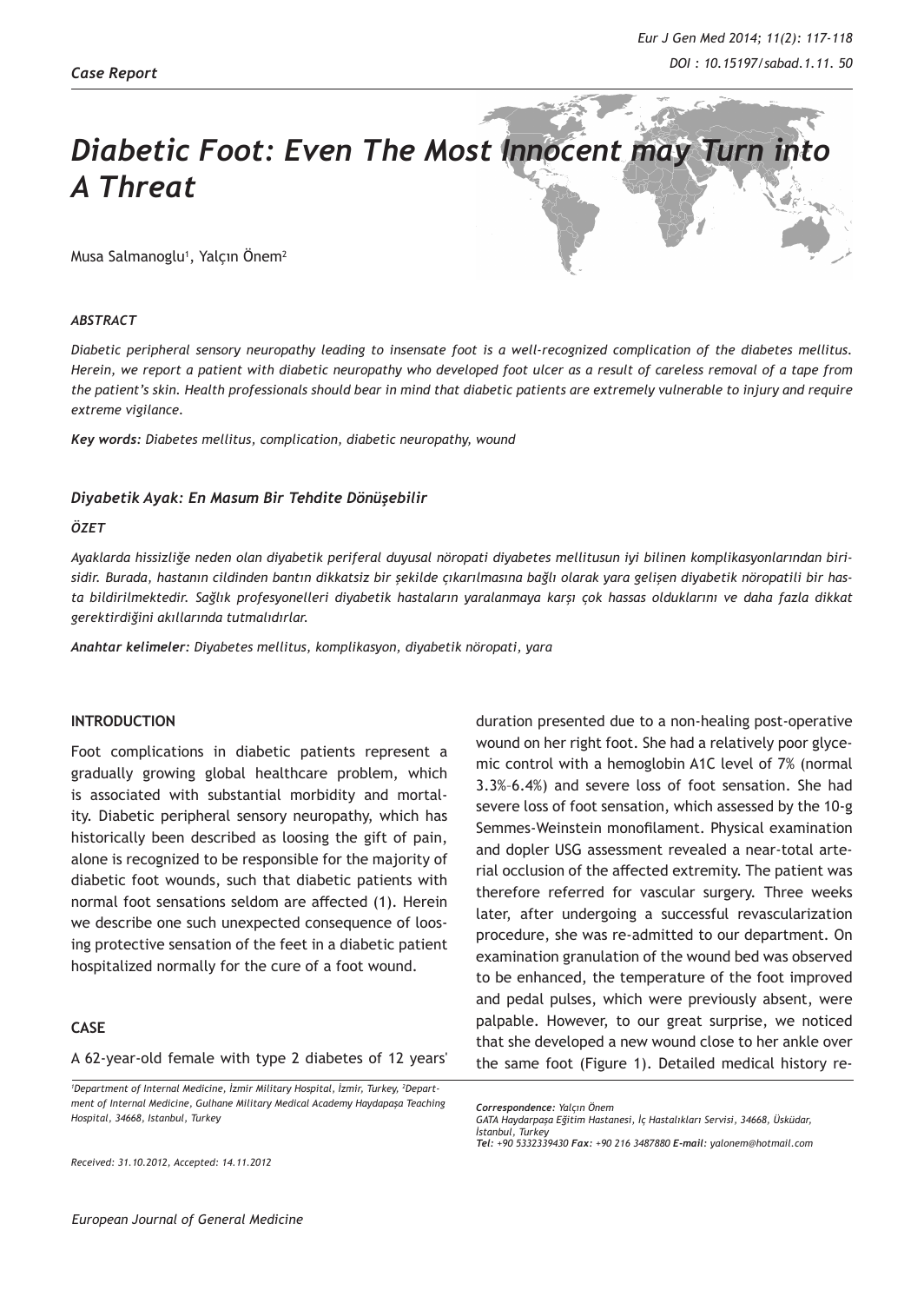*Case Report*

# *Diabetic Foot: Even The Most Innocent may Turn into A Threat*

Musa Salmanoglu[1], Yalçın Önem[2]

***ABSTRACT***

*Diabetic peripheral sensory neuropathy leading to insensate foot is a well-recognized complication of the diabetes mellitus. Herein, we report a patient with diabetic neuropathy who developed foot ulcer as a result of careless removal of a tape from the patient's skin. Health professionals should bear in mind that diabetic patients are extremely vulnerable to injury and require extreme vigilance.*

***Key words:*** *Diabetes mellitus, complication, diabetic neuropathy, wound*

***Diyabetik Ayak: En Masum Bir Tehdite Dönüşebilir***

***ÖZET***

*Ayaklarda hissizliğe neden olan diyabetik periferal duyusal nöropati diyabetes mellitusun iyi bilinen komplikasyonlarından birisidir. Burada, hastanın cildinden bantın dikkatsiz bir şekilde çıkarılmasına bağlı olarak yara gelişen diyabetik nöropatili bir hasta bildirilmektedir. Sağlık profesyonelleri diyabetik hastaların yaralanmaya karşı çok hassas olduklarını ve daha fazla dikkat gerektirdiğini akıllarında tutmalıdırlar.*

***Anahtar kelimeler:*** *Diyabetes mellitus, komplikasyon, diyabetik nöropati, yara*

## INTRODUCTION

Foot complications in diabetic patients represent a gradually growing global healthcare problem, which is associated with substantial morbidity and mortality. Diabetic peripheral sensory neuropathy, which has historically been described as loosing the gift of pain, alone is recognized to be responsible for the majority of diabetic foot wounds, such that diabetic patients with normal foot sensations seldom are affected (1). Herein we describe one such unexpected consequence of loosing protective sensation of the feet in a diabetic patient hospitalized normally for the cure of a foot wound.

## CASE

A 62-year-old female with type 2 diabetes of 12 years' duration presented due to a non-healing post-operative wound on her right foot. She had a relatively poor glycemic control with a hemoglobin A1C level of 7% (normal 3.3%–6.4%) and severe loss of foot sensation. She had severe loss of foot sensation, which assessed by the 10-g Semmes-Weinstein monofilament. Physical examination and dopler USG assessment revealed a near-total arterial occlusion of the affected extremity. The patient was therefore referred for vascular surgery. Three weeks later, after undergoing a successful revascularization procedure, she was re-admitted to our department. On examination granulation of the wound bed was observed to be enhanced, the temperature of the foot improved and pedal pulses, which were previously absent, were palpable. However, to our great surprise, we noticed that she developed a new wound close to her ankle over the same foot (Figure 1). Detailed medical history re-

*[1]Department of Internal Medicine, İzmir Military Hospital, İzmir, Turkey, [2]Department of Internal Medicine, Gulhane Military Medical Academy Haydapaşa Teaching Hospital, 34668, Istanbul, Turkey*

*Received: 31.10.2012, Accepted: 14.11.2012*

***Correspondence:*** *Yalçın Önem*
*GATA Haydarpaşa Eğitim Hastanesi, İç Hastalıkları Servisi, 34668, Üsküdar, İstanbul, Turkey*
***Tel:*** *+90 5332339430* ***Fax:*** *+90 216 3487880* ***E-mail:*** *yalonem@hotmail.com*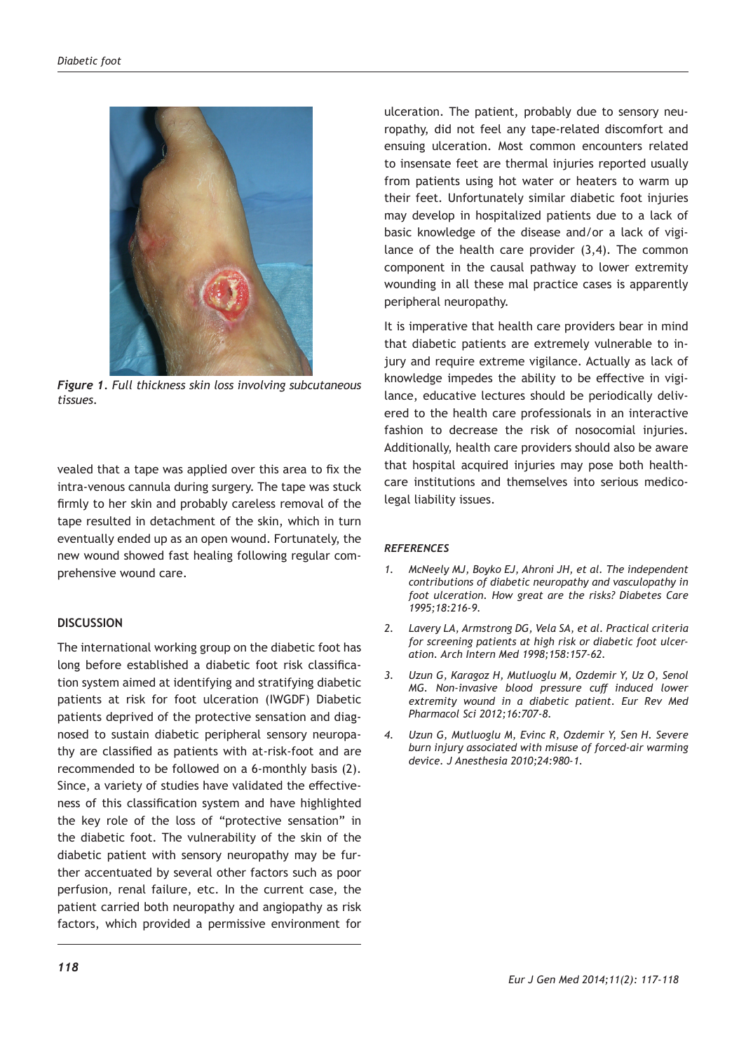*Figure 1. Full thickness skin loss involving subcutaneous tissues.*

vealed that a tape was applied over this area to fix the intra-venous cannula during surgery. The tape was stuck firmly to her skin and probably careless removal of the tape resulted in detachment of the skin, which in turn eventually ended up as an open wound. Fortunately, the new wound showed fast healing following regular comprehensive wound care.

## DISCUSSION

The international working group on the diabetic foot has long before established a diabetic foot risk classification system aimed at identifying and stratifying diabetic patients at risk for foot ulceration (IWGDF) Diabetic patients deprived of the protective sensation and diagnosed to sustain diabetic peripheral sensory neuropathy are classified as patients with at-risk-foot and are recommended to be followed on a 6-monthly basis (2). Since, a variety of studies have validated the effectiveness of this classification system and have highlighted the key role of the loss of "protective sensation" in the diabetic foot. The vulnerability of the skin of the diabetic patient with sensory neuropathy may be further accentuated by several other factors such as poor perfusion, renal failure, etc. In the current case, the patient carried both neuropathy and angiopathy as risk factors, which provided a permissive environment for ulceration. The patient, probably due to sensory neuropathy, did not feel any tape-related discomfort and ensuing ulceration. Most common encounters related to insensate feet are thermal injuries reported usually from patients using hot water or heaters to warm up their feet. Unfortunately similar diabetic foot injuries may develop in hospitalized patients due to a lack of basic knowledge of the disease and/or a lack of vigilance of the health care provider (3,4). The common component in the causal pathway to lower extremity wounding in all these mal practice cases is apparently peripheral neuropathy.

It is imperative that health care providers bear in mind that diabetic patients are extremely vulnerable to injury and require extreme vigilance. Actually as lack of knowledge impedes the ability to be effective in vigilance, educative lectures should be periodically delivered to the health care professionals in an interactive fashion to decrease the risk of nosocomial injuries. Additionally, health care providers should also be aware that hospital acquired injuries may pose both healthcare institutions and themselves into serious medicolegal liability issues.

## REFERENCES

1. *McNeely MJ, Boyko EJ, Ahroni JH, et al. The independent contributions of diabetic neuropathy and vasculopathy in foot ulceration. How great are the risks? Diabetes Care 1995;18:216-9.*
2. *Lavery LA, Armstrong DG, Vela SA, et al. Practical criteria for screening patients at high risk or diabetic foot ulceration. Arch Intern Med 1998;158:157-62.*
3. *Uzun G, Karagoz H, Mutluoglu M, Ozdemir Y, Uz O, Senol MG. Non-invasive blood pressure cuff induced lower extremity wound in a diabetic patient. Eur Rev Med Pharmacol Sci 2012;16:707-8.*
4. *Uzun G, Mutluoglu M, Evinc R, Ozdemir Y, Sen H. Severe burn injury associated with misuse of forced-air warming device. J Anesthesia 2010;24:980-1.*